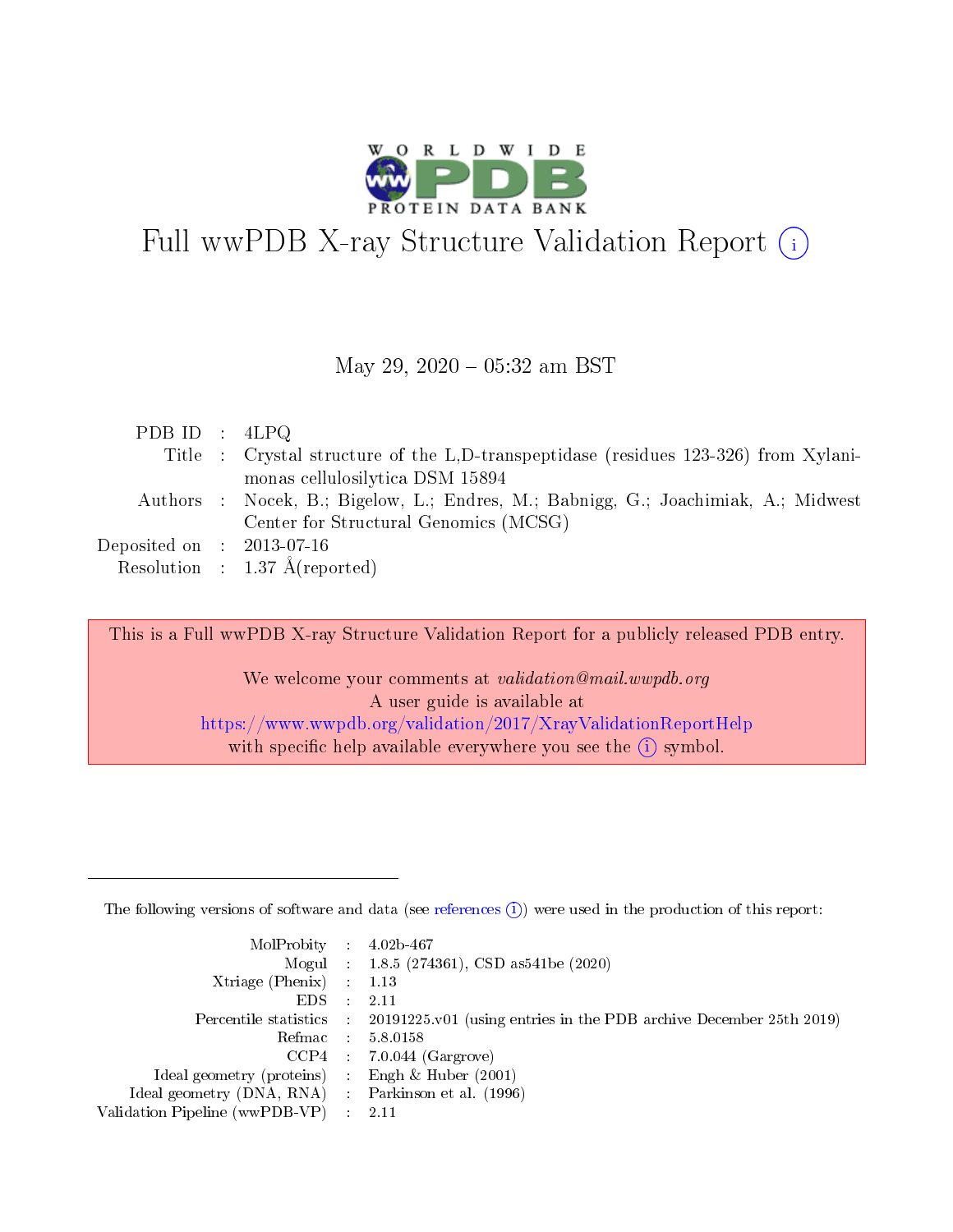# Full wwPDB X-ray Structure Validation Report (i)

May 29, 2020 – 05:32 am BST

| | | |
|---|---|---|
| PDB ID | : | 4LPQ |
| Title | : | Crystal structure of the L,D-transpeptidase (residues 123-326) from Xylanimonas cellulosilytica DSM 15894 |
| Authors | : | Nocek, B.; Bigelow, L.; Endres, M.; Babnigg, G.; Joachimiak, A.; Midwest Center for Structural Genomics (MCSG) |
| Deposited on | : | 2013-07-16 |
| Resolution | : | 1.37 Å(reported) |

This is a Full wwPDB X-ray Structure Validation Report for a publicly released PDB entry.

We welcome your comments at *validation@mail.wwpdb.org*
A user guide is available at
https://www.wwpdb.org/validation/2017/XrayValidationReportHelp
with specific help available everywhere you see the (i) symbol.

---

The following versions of software and data (see references (i)) were used in the production of this report:

| | | |
|---|---|---|
| MolProbity | : | 4.02b-467 |
| Mogul | : | 1.8.5 (274361), CSD as541be (2020) |
| Xtriage (Phenix) | : | 1.13 |
| EDS | : | 2.11 |
| Percentile statistics | : | 20191225.v01 (using entries in the PDB archive December 25th 2019) |
| Refmac | : | 5.8.0158 |
| CCP4 | : | 7.0.044 (Gargrove) |
| Ideal geometry (proteins) | : | Engh & Huber (2001) |
| Ideal geometry (DNA, RNA) | : | Parkinson et al. (1996) |
| Validation Pipeline (wwPDB-VP) | : | 2.11 |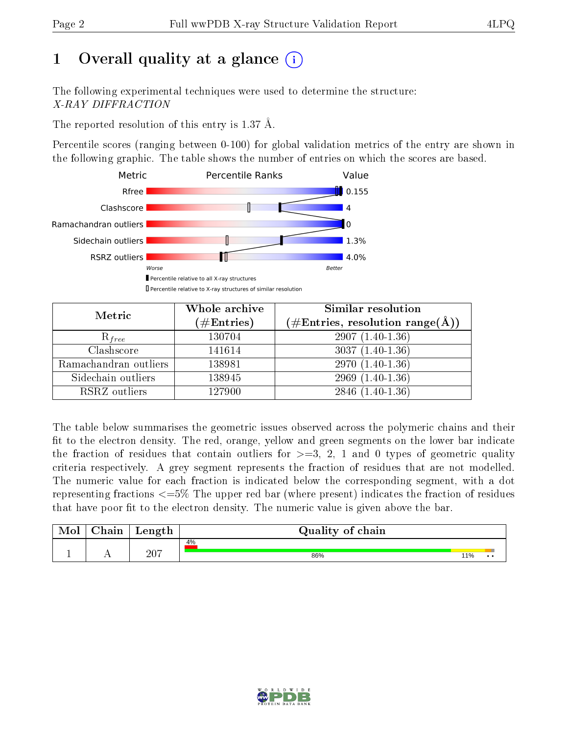# 1 Overall quality at a glance

The following experimental techniques were used to determine the structure:
*X-RAY DIFFRACTION*

The reported resolution of this entry is 1.37 Å.

Percentile scores (ranging between 0-100) for global validation metrics of the entry are shown in the following graphic. The table shows the number of entries on which the scores are based.

| Metric | Value |
|---|---|
| Rfree | 0.155 |
| Clashscore | 4 |
| Ramachandran outliers | 0 |
| Sidechain outliers | 1.3% |
| RSRZ outliers | 4.0% |

| Metric | Whole archive (#Entries) | Similar resolution (#Entries, resolution range(Å)) |
|---|---|---|
| $R_{free}$ | 130704 | 2907 (1.40-1.36) |
| Clashscore | 141614 | 3037 (1.40-1.36) |
| Ramachandran outliers | 138981 | 2970 (1.40-1.36) |
| Sidechain outliers | 138945 | 2969 (1.40-1.36) |
| RSRZ outliers | 127900 | 2846 (1.40-1.36) |

The table below summarises the geometric issues observed across the polymeric chains and their fit to the electron density. The red, orange, yellow and green segments on the lower bar indicate the fraction of residues that contain outliers for >=3, 2, 1 and 0 types of geometric quality criteria respectively. A grey segment represents the fraction of residues that are not modelled. The numeric value for each fraction is indicated below the corresponding segment, with a dot representing fractions <=5% The upper red bar (where present) indicates the fraction of residues that have poor fit to the electron density. The numeric value is given above the bar.

| Mol | Chain | Length | Quality of chain |
|---|---|---|---|
| 1 | A | 207 | 4%; 86%, 11%, •, • |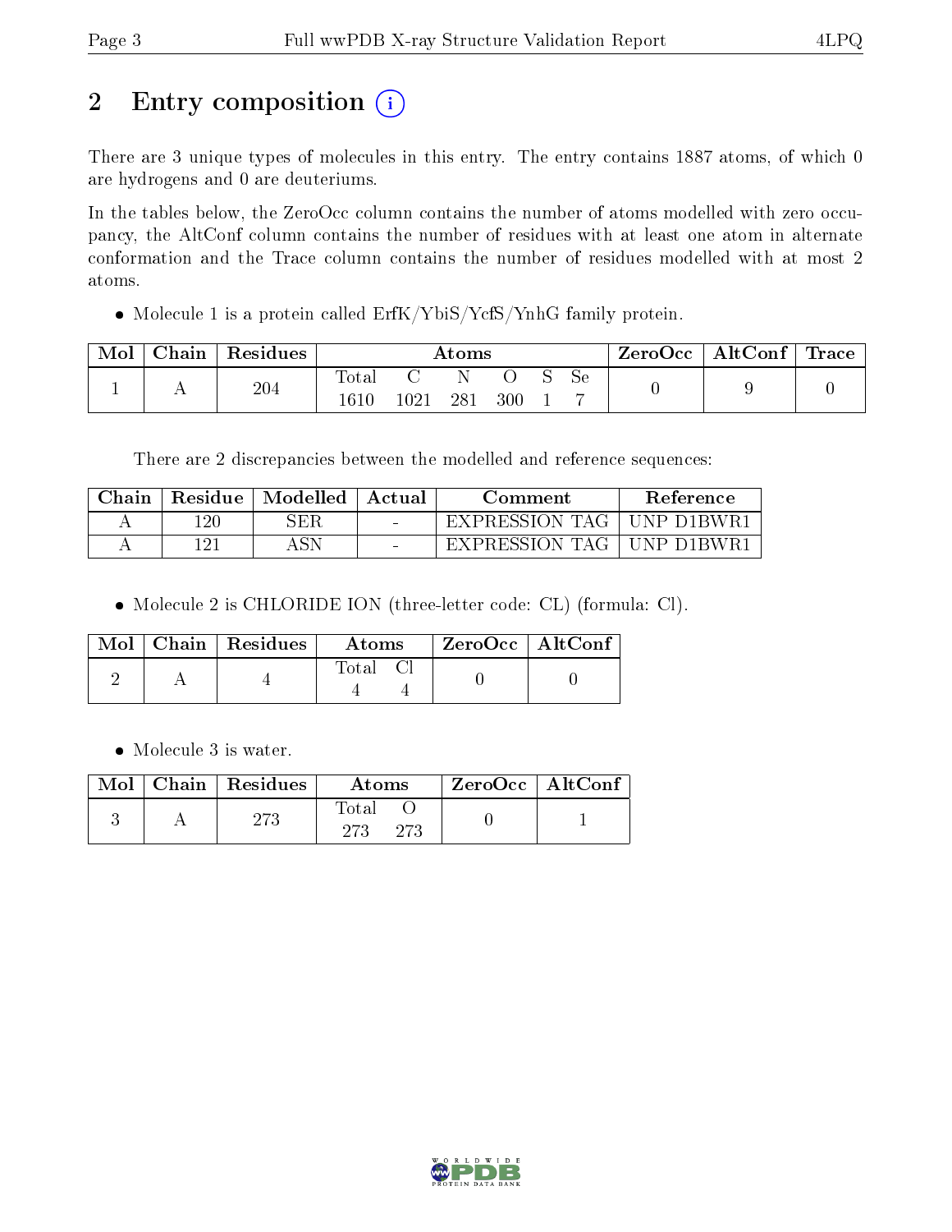# 2 Entry composition (i)

There are 3 unique types of molecules in this entry. The entry contains 1887 atoms, of which 0 are hydrogens and 0 are deuteriums.

In the tables below, the ZeroOcc column contains the number of atoms modelled with zero occupancy, the AltConf column contains the number of residues with at least one atom in alternate conformation and the Trace column contains the number of residues modelled with at most 2 atoms.

- Molecule 1 is a protein called ErfK/YbiS/YcfS/YnhG family protein.

| Mol | Chain | Residues | Atoms | | | | | | ZeroOcc | AltConf | Trace |
|---|---|---|---|---|---|---|---|---|---|---|---|
| 1 | A | 204 | Total | C | N | O | S | Se | 0 | 9 | 0 |
| | | | 1610 | 1021 | 281 | 300 | 1 | 7 | | | |

There are 2 discrepancies between the modelled and reference sequences:

| Chain | Residue | Modelled | Actual | Comment | Reference |
|---|---|---|---|---|---|
| A | 120 | SER | - | EXPRESSION TAG | UNP D1BWR1 |
| A | 121 | ASN | - | EXPRESSION TAG | UNP D1BWR1 |

- Molecule 2 is CHLORIDE ION (three-letter code: CL) (formula: Cl).

| Mol | Chain | Residues | Atoms | | ZeroOcc | AltConf |
|---|---|---|---|---|---|---|
| 2 | A | 4 | Total | Cl | 0 | 0 |
| | | | 4 | 4 | | |

- Molecule 3 is water.

| Mol | Chain | Residues | Atoms | | ZeroOcc | AltConf |
|---|---|---|---|---|---|---|
| 3 | A | 273 | Total | O | 0 | 1 |
| | | | 273 | 273 | | |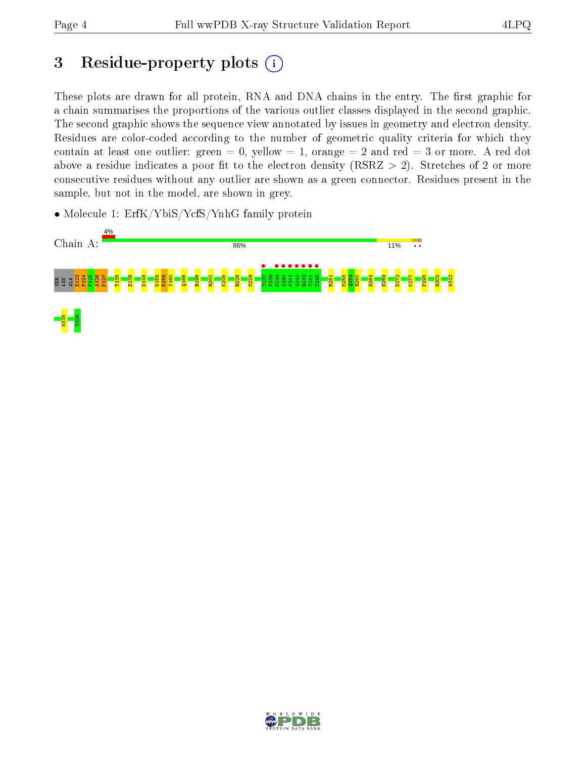# 3 Residue-property plots

These plots are drawn for all protein, RNA and DNA chains in the entry. The first graphic for a chain summarises the proportions of the various outlier classes displayed in the second graphic. The second graphic shows the sequence view annotated by issues in geometry and electron density. Residues are color-coded according to the number of geometric quality criteria for which they contain at least one outlier: green = 0, yellow = 1, orange = 2 and red = 3 or more. A red dot above a residue indicates a poor fit to the electron density (RSRZ > 2). Stretches of 2 or more consecutive residues without any outlier are shown as a green connector. Residues present in the sample, but not in the model, are shown in grey.

- Molecule 1: ErfK/YbiS/YcfS/YnhG family protein

Chain A: 4% | 86% | 11%

SER ASN ALA E123 P124 P125 A126 P127 T135 E138 D148 G158 D159 Y160 Q166 R196 R200 K205 R226 N229 T237 Y238 E239 A240 K241 G242 R243 T244 Y245 R251 M258 Q259 R260 H264 E269 D272 K277 P295 R302 W312 W315 Y326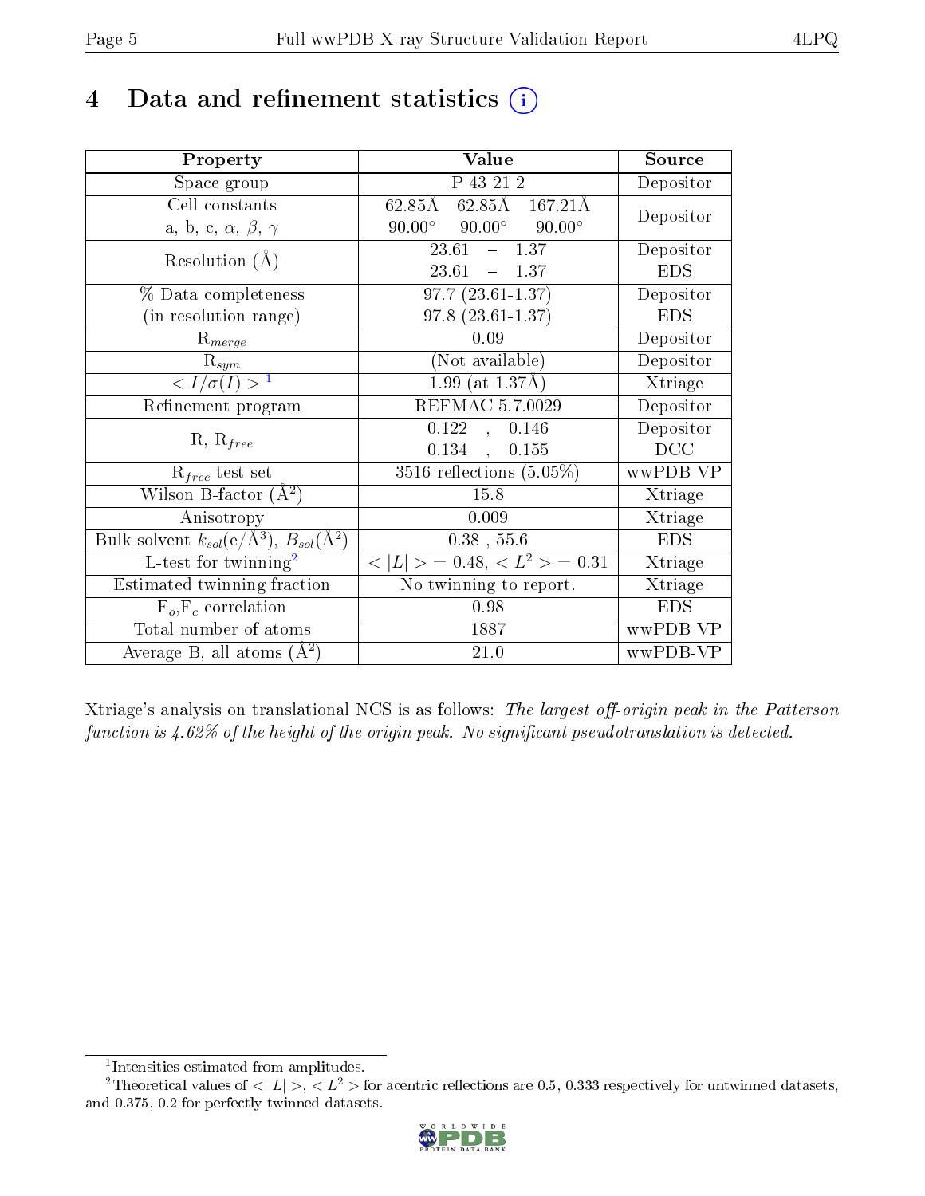# 4 Data and refinement statistics (i)

| Property | Value | Source |
|---|---|---|
| Space group | P 43 21 2 | Depositor |
| Cell constants<br>a, b, c, $\alpha$, $\beta$, $\gamma$ | 62.85Å 62.85Å 167.21Å<br>90.00° 90.00° 90.00° | Depositor |
| Resolution (Å) | 23.61 – 1.37<br>23.61 – 1.37 | Depositor<br>EDS |
| % Data completeness<br>(in resolution range) | 97.7 (23.61-1.37)<br>97.8 (23.61-1.37) | Depositor<br>EDS |
| $R_{merge}$ | 0.09 | Depositor |
| $R_{sym}$ | (Not available) | Depositor |
| $< I/\sigma(I) >$ [1] | 1.99 (at 1.37Å) | Xtriage |
| Refinement program | REFMAC 5.7.0029 | Depositor |
| R, $R_{free}$ | 0.122 , 0.146<br>0.134 , 0.155 | Depositor<br>DCC |
| $R_{free}$ test set | 3516 reflections (5.05%) | wwPDB-VP |
| Wilson B-factor (Å$^2$) | 15.8 | Xtriage |
| Anisotropy | 0.009 | Xtriage |
| Bulk solvent $k_{sol}$(e/Å$^3$), $B_{sol}$(Å$^2$) | 0.38 , 55.6 | EDS |
| L-test for twinning[2] | $< \|L\| >$ = 0.48, $< L^2 >$ = 0.31 | Xtriage |
| Estimated twinning fraction | No twinning to report. | Xtriage |
| $F_o$,$F_c$ correlation | 0.98 | EDS |
| Total number of atoms | 1887 | wwPDB-VP |
| Average B, all atoms (Å$^2$) | 21.0 | wwPDB-VP |

Xtriage's analysis on translational NCS is as follows: *The largest off-origin peak in the Patterson function is 4.62% of the height of the origin peak. No significant pseudotranslation is detected.*

[1] Intensities estimated from amplitudes.

[2] Theoretical values of $< |L| >$, $< L^2 >$ for acentric reflections are 0.5, 0.333 respectively for untwinned datasets, and 0.375, 0.2 for perfectly twinned datasets.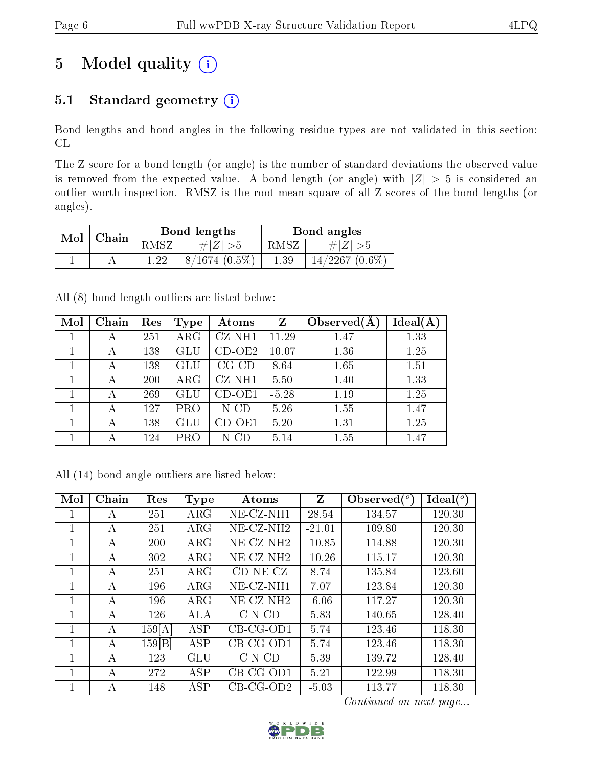# 5 Model quality (i)

## 5.1 Standard geometry (i)

Bond lengths and bond angles in the following residue types are not validated in this section: CL

The Z score for a bond length (or angle) is the number of standard deviations the observed value is removed from the expected value. A bond length (or angle) with $|Z| > 5$ is considered an outlier worth inspection. RMSZ is the root-mean-square of all Z scores of the bond lengths (or angles).

| Mol | Chain | Bond lengths | | Bond angles | |
|---|---|---|---|---|---|
| | | RMSZ | #\|Z\| >5 | RMSZ | #\|Z\| >5 |
| 1 | A | 1.22 | 8/1674 (0.5%) | 1.39 | 14/2267 (0.6%) |

All (8) bond length outliers are listed below:

| Mol | Chain | Res | Type | Atoms | Z | Observed(Å) | Ideal(Å) |
|---|---|---|---|---|---|---|---|
| 1 | A | 251 | ARG | CZ-NH1 | 11.29 | 1.47 | 1.33 |
| 1 | A | 138 | GLU | CD-OE2 | 10.07 | 1.36 | 1.25 |
| 1 | A | 138 | GLU | CG-CD | 8.64 | 1.65 | 1.51 |
| 1 | A | 200 | ARG | CZ-NH1 | 5.50 | 1.40 | 1.33 |
| 1 | A | 269 | GLU | CD-OE1 | -5.28 | 1.19 | 1.25 |
| 1 | A | 127 | PRO | N-CD | 5.26 | 1.55 | 1.47 |
| 1 | A | 138 | GLU | CD-OE1 | 5.20 | 1.31 | 1.25 |
| 1 | A | 124 | PRO | N-CD | 5.14 | 1.55 | 1.47 |

All (14) bond angle outliers are listed below:

| Mol | Chain | Res | Type | Atoms | Z | Observed(°) | Ideal(°) |
|---|---|---|---|---|---|---|---|
| 1 | A | 251 | ARG | NE-CZ-NH1 | 28.54 | 134.57 | 120.30 |
| 1 | A | 251 | ARG | NE-CZ-NH2 | -21.01 | 109.80 | 120.30 |
| 1 | A | 200 | ARG | NE-CZ-NH2 | -10.85 | 114.88 | 120.30 |
| 1 | A | 302 | ARG | NE-CZ-NH2 | -10.26 | 115.17 | 120.30 |
| 1 | A | 251 | ARG | CD-NE-CZ | 8.74 | 135.84 | 123.60 |
| 1 | A | 196 | ARG | NE-CZ-NH1 | 7.07 | 123.84 | 120.30 |
| 1 | A | 196 | ARG | NE-CZ-NH2 | -6.06 | 117.27 | 120.30 |
| 1 | A | 126 | ALA | C-N-CD | 5.83 | 140.65 | 128.40 |
| 1 | A | 159[A] | ASP | CB-CG-OD1 | 5.74 | 123.46 | 118.30 |
| 1 | A | 159[B] | ASP | CB-CG-OD1 | 5.74 | 123.46 | 118.30 |
| 1 | A | 123 | GLU | C-N-CD | 5.39 | 139.72 | 128.40 |
| 1 | A | 272 | ASP | CB-CG-OD1 | 5.21 | 122.99 | 118.30 |
| 1 | A | 148 | ASP | CB-CG-OD2 | -5.03 | 113.77 | 118.30 |

*Continued on next page...*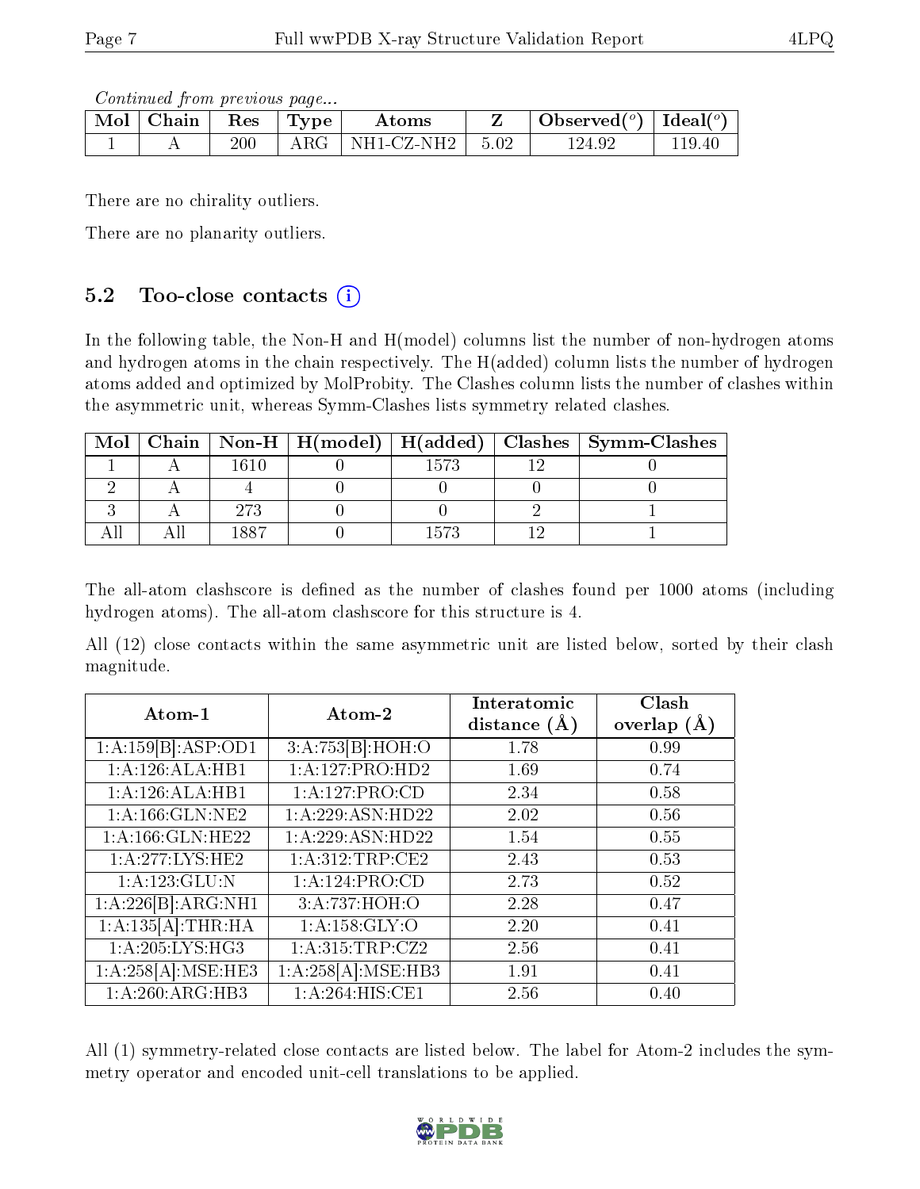*Continued from previous page...*

| Mol | Chain | Res | Type | Atoms | Z | Observed(°) | Ideal(°) |
|---|---|---|---|---|---|---|---|
| 1 | A | 200 | ARG | NH1-CZ-NH2 | 5.02 | 124.92 | 119.40 |

There are no chirality outliers.

There are no planarity outliers.

## 5.2 Too-close contacts

In the following table, the Non-H and H(model) columns list the number of non-hydrogen atoms and hydrogen atoms in the chain respectively. The H(added) column lists the number of hydrogen atoms added and optimized by MolProbity. The Clashes column lists the number of clashes within the asymmetric unit, whereas Symm-Clashes lists symmetry related clashes.

| Mol | Chain | Non-H | H(model) | H(added) | Clashes | Symm-Clashes |
|---|---|---|---|---|---|---|
| 1 | A | 1610 | 0 | 1573 | 12 | 0 |
| 2 | A | 4 | 0 | 0 | 0 | 0 |
| 3 | A | 273 | 0 | 0 | 2 | 1 |
| All | All | 1887 | 0 | 1573 | 12 | 1 |

The all-atom clashscore is defined as the number of clashes found per 1000 atoms (including hydrogen atoms). The all-atom clashscore for this structure is 4.

All (12) close contacts within the same asymmetric unit are listed below, sorted by their clash magnitude.

| Atom-1 | Atom-2 | Interatomic distance (Å) | Clash overlap (Å) |
|---|---|---|---|
| 1:A:159[B]:ASP:OD1 | 3:A:753[B]:HOH:O | 1.78 | 0.99 |
| 1:A:126:ALA:HB1 | 1:A:127:PRO:HD2 | 1.69 | 0.74 |
| 1:A:126:ALA:HB1 | 1:A:127:PRO:CD | 2.34 | 0.58 |
| 1:A:166:GLN:NE2 | 1:A:229:ASN:HD22 | 2.02 | 0.56 |
| 1:A:166:GLN:HE22 | 1:A:229:ASN:HD22 | 1.54 | 0.55 |
| 1:A:277:LYS:HE2 | 1:A:312:TRP:CE2 | 2.43 | 0.53 |
| 1:A:123:GLU:N | 1:A:124:PRO:CD | 2.73 | 0.52 |
| 1:A:226[B]:ARG:NH1 | 3:A:737:HOH:O | 2.28 | 0.47 |
| 1:A:135[A]:THR:HA | 1:A:158:GLY:O | 2.20 | 0.41 |
| 1:A:205:LYS:HG3 | 1:A:315:TRP:CZ2 | 2.56 | 0.41 |
| 1:A:258[A]:MSE:HE3 | 1:A:258[A]:MSE:HB3 | 1.91 | 0.41 |
| 1:A:260:ARG:HB3 | 1:A:264:HIS:CE1 | 2.56 | 0.40 |

All (1) symmetry-related close contacts are listed below. The label for Atom-2 includes the symmetry operator and encoded unit-cell translations to be applied.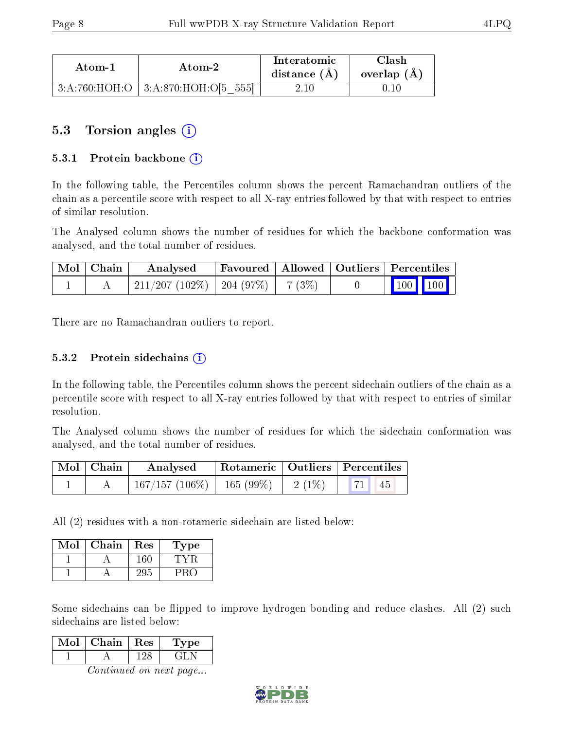| Atom-1 | Atom-2 | Interatomic distance (Å) | Clash overlap (Å) |
|---|---|---|---|
| 3:A:760:HOH:O | 3:A:870:HOH:O[5_555] | 2.10 | 0.10 |

## 5.3 Torsion angles (i)

### 5.3.1 Protein backbone (i)

In the following table, the Percentiles column shows the percent Ramachandran outliers of the chain as a percentile score with respect to all X-ray entries followed by that with respect to entries of similar resolution.

The Analysed column shows the number of residues for which the backbone conformation was analysed, and the total number of residues.

| Mol | Chain | Analysed | Favoured | Allowed | Outliers | Percentiles | |
|---|---|---|---|---|---|---|---|
| 1 | A | 211/207 (102%) | 204 (97%) | 7 (3%) | 0 | 100 | 100 |

There are no Ramachandran outliers to report.

### 5.3.2 Protein sidechains (i)

In the following table, the Percentiles column shows the percent sidechain outliers of the chain as a percentile score with respect to all X-ray entries followed by that with respect to entries of similar resolution.

The Analysed column shows the number of residues for which the sidechain conformation was analysed, and the total number of residues.

| Mol | Chain | Analysed | Rotameric | Outliers | Percentiles | |
|---|---|---|---|---|---|---|
| 1 | A | 167/157 (106%) | 165 (99%) | 2 (1%) | 71 | 45 |

All (2) residues with a non-rotameric sidechain are listed below:

| Mol | Chain | Res | Type |
|---|---|---|---|
| 1 | A | 160 | TYR |
| 1 | A | 295 | PRO |

Some sidechains can be flipped to improve hydrogen bonding and reduce clashes. All (2) such sidechains are listed below:

| Mol | Chain | Res | Type |
|---|---|---|---|
| 1 | A | 128 | GLN |

*Continued on next page...*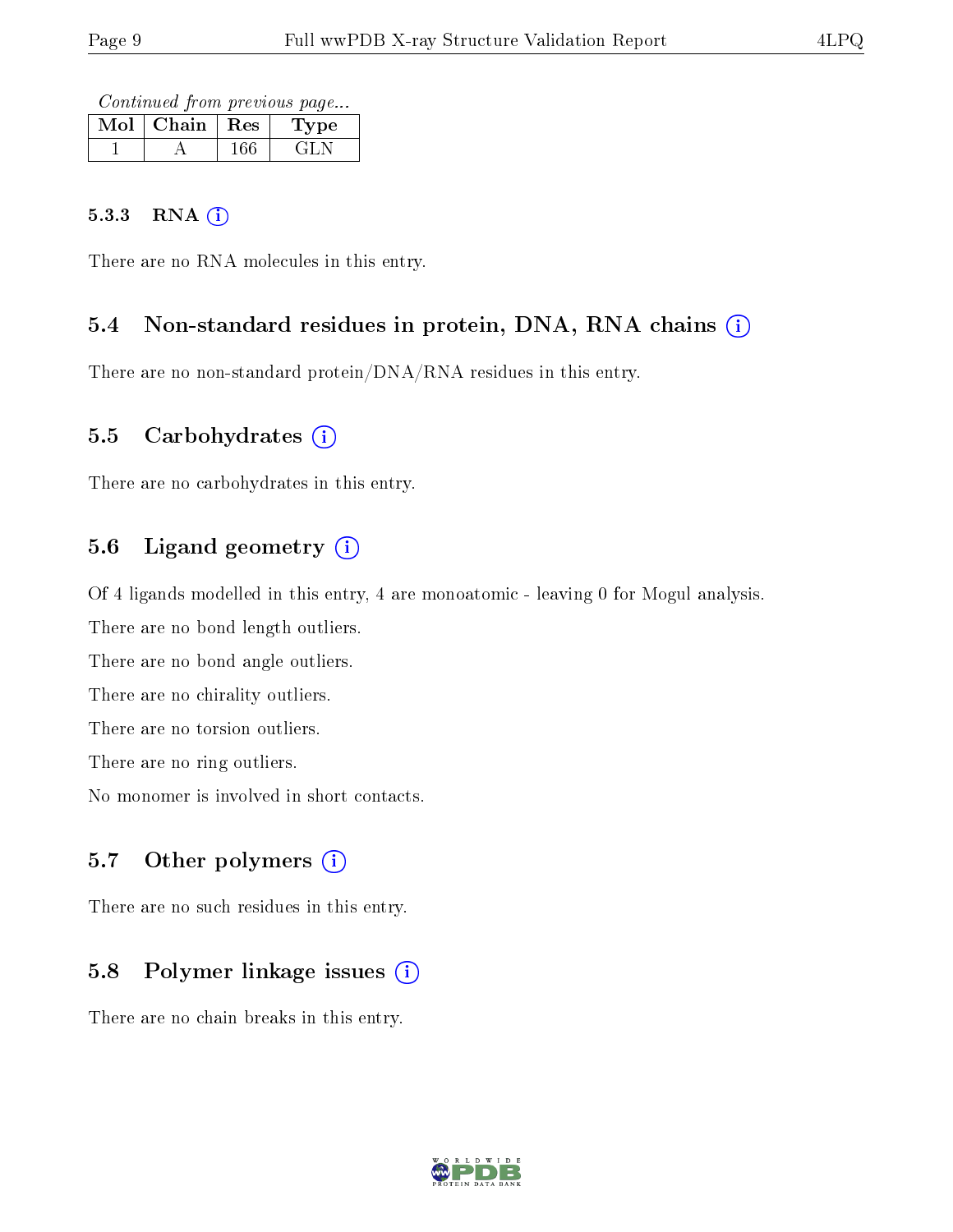*Continued from previous page...*

| Mol | Chain | Res | Type |
|---|---|---|---|
| 1 | A | 166 | GLN |

#### 5.3.3 RNA

There are no RNA molecules in this entry.

### 5.4 Non-standard residues in protein, DNA, RNA chains

There are no non-standard protein/DNA/RNA residues in this entry.

### 5.5 Carbohydrates

There are no carbohydrates in this entry.

### 5.6 Ligand geometry

Of 4 ligands modelled in this entry, 4 are monoatomic - leaving 0 for Mogul analysis.

There are no bond length outliers.

There are no bond angle outliers.

There are no chirality outliers.

There are no torsion outliers.

There are no ring outliers.

No monomer is involved in short contacts.

### 5.7 Other polymers

There are no such residues in this entry.

### 5.8 Polymer linkage issues

There are no chain breaks in this entry.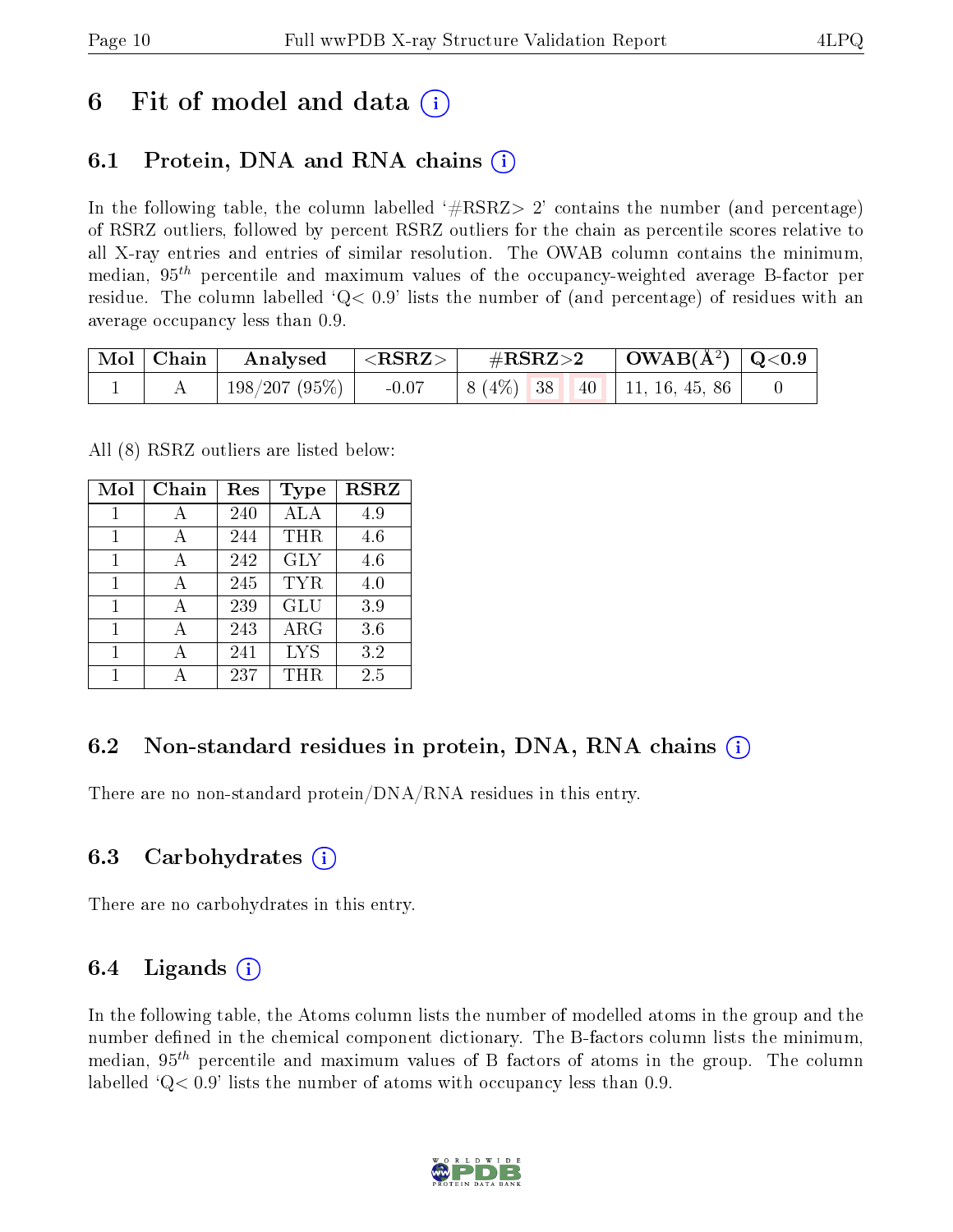# 6 Fit of model and data (i)

## 6.1 Protein, DNA and RNA chains (i)

In the following table, the column labelled '#RSRZ> 2' contains the number (and percentage) of RSRZ outliers, followed by percent RSRZ outliers for the chain as percentile scores relative to all X-ray entries and entries of similar resolution. The OWAB column contains the minimum, median, $95^{th}$ percentile and maximum values of the occupancy-weighted average B-factor per residue. The column labelled 'Q< 0.9' lists the number of (and percentage) of residues with an average occupancy less than 0.9.

| Mol | Chain | Analysed | <RSRZ> | #RSRZ>2 | | | OWAB(Å$^2$) | Q<0.9 |
|---|---|---|---|---|---|---|---|---|
| 1 | A | 198/207 (95%) | -0.07 | 8 (4%) | 38 | 40 | 11, 16, 45, 86 | 0 |

All (8) RSRZ outliers are listed below:

| Mol | Chain | Res | Type | RSRZ |
|---|---|---|---|---|
| 1 | A | 240 | ALA | 4.9 |
| 1 | A | 244 | THR | 4.6 |
| 1 | A | 242 | GLY | 4.6 |
| 1 | A | 245 | TYR | 4.0 |
| 1 | A | 239 | GLU | 3.9 |
| 1 | A | 243 | ARG | 3.6 |
| 1 | A | 241 | LYS | 3.2 |
| 1 | A | 237 | THR | 2.5 |

## 6.2 Non-standard residues in protein, DNA, RNA chains (i)

There are no non-standard protein/DNA/RNA residues in this entry.

## 6.3 Carbohydrates (i)

There are no carbohydrates in this entry.

## 6.4 Ligands (i)

In the following table, the Atoms column lists the number of modelled atoms in the group and the number defined in the chemical component dictionary. The B-factors column lists the minimum, median, $95^{th}$ percentile and maximum values of B factors of atoms in the group. The column labelled 'Q< 0.9' lists the number of atoms with occupancy less than 0.9.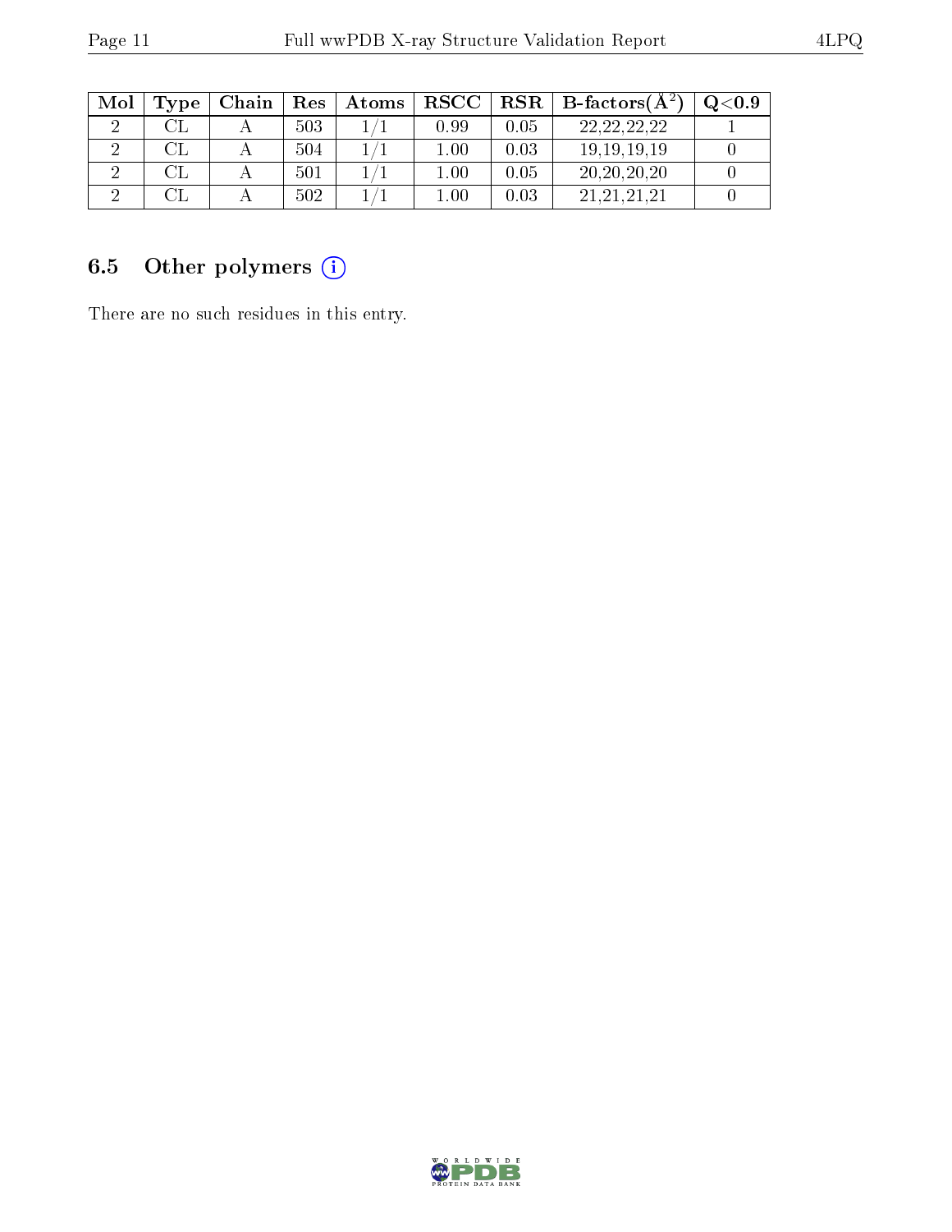| Mol | Type | Chain | Res | Atoms | RSCC | RSR | B-factors($Å^2$) | Q<0.9 |
|---|---|---|---|---|---|---|---|---|
| 2 | CL | A | 503 | 1/1 | 0.99 | 0.05 | 22,22,22,22 | 1 |
| 2 | CL | A | 504 | 1/1 | 1.00 | 0.03 | 19,19,19,19 | 0 |
| 2 | CL | A | 501 | 1/1 | 1.00 | 0.05 | 20,20,20,20 | 0 |
| 2 | CL | A | 502 | 1/1 | 1.00 | 0.03 | 21,21,21,21 | 0 |

### 6.5 Other polymers (i)

There are no such residues in this entry.